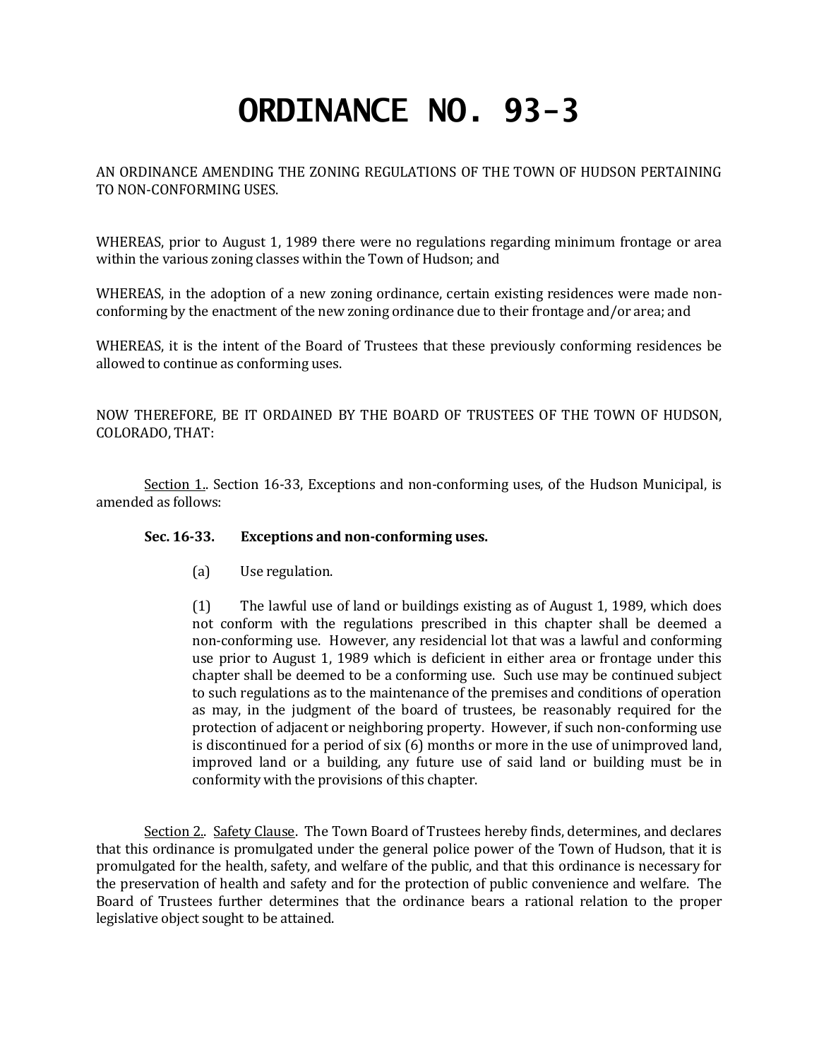# ORDINANCE NO. 93-3

AN ORDINANCE AMENDING THE ZONING REGULATIONS OF THE TOWN OF HUDSON PERTAINING TO NON-CONFORMING USES.

WHEREAS, prior to August 1, 1989 there were no regulations regarding minimum frontage or area within the various zoning classes within the Town of Hudson; and

WHEREAS, in the adoption of a new zoning ordinance, certain existing residences were made non-conforming by the enactment of the new zoning ordinance due to their frontage and/or area; and

WHEREAS, it is the intent of the Board of Trustees that these previously conforming residences be allowed to continue as conforming uses.

NOW THEREFORE, BE IT ORDAINED BY THE BOARD OF TRUSTEES OF THE TOWN OF HUDSON, COLORADO, THAT:

Section 1.. Section 16-33, Exceptions and non-conforming uses, of the Hudson Municipal, is amended as follows:

**Sec. 16-33. Exceptions and non-conforming uses.**

(a) Use regulation.

(1) The lawful use of land or buildings existing as of August 1, 1989, which does not conform with the regulations prescribed in this chapter shall be deemed a non-conforming use. However, any residencial lot that was a lawful and conforming use prior to August 1, 1989 which is deficient in either area or frontage under this chapter shall be deemed to be a conforming use. Such use may be continued subject to such regulations as to the maintenance of the premises and conditions of operation as may, in the judgment of the board of trustees, be reasonably required for the protection of adjacent or neighboring property. However, if such non-conforming use is discontinued for a period of six (6) months or more in the use of unimproved land, improved land or a building, any future use of said land or building must be in conformity with the provisions of this chapter.

Section 2.. Safety Clause. The Town Board of Trustees hereby finds, determines, and declares that this ordinance is promulgated under the general police power of the Town of Hudson, that it is promulgated for the health, safety, and welfare of the public, and that this ordinance is necessary for the preservation of health and safety and for the protection of public convenience and welfare. The Board of Trustees further determines that the ordinance bears a rational relation to the proper legislative object sought to be attained.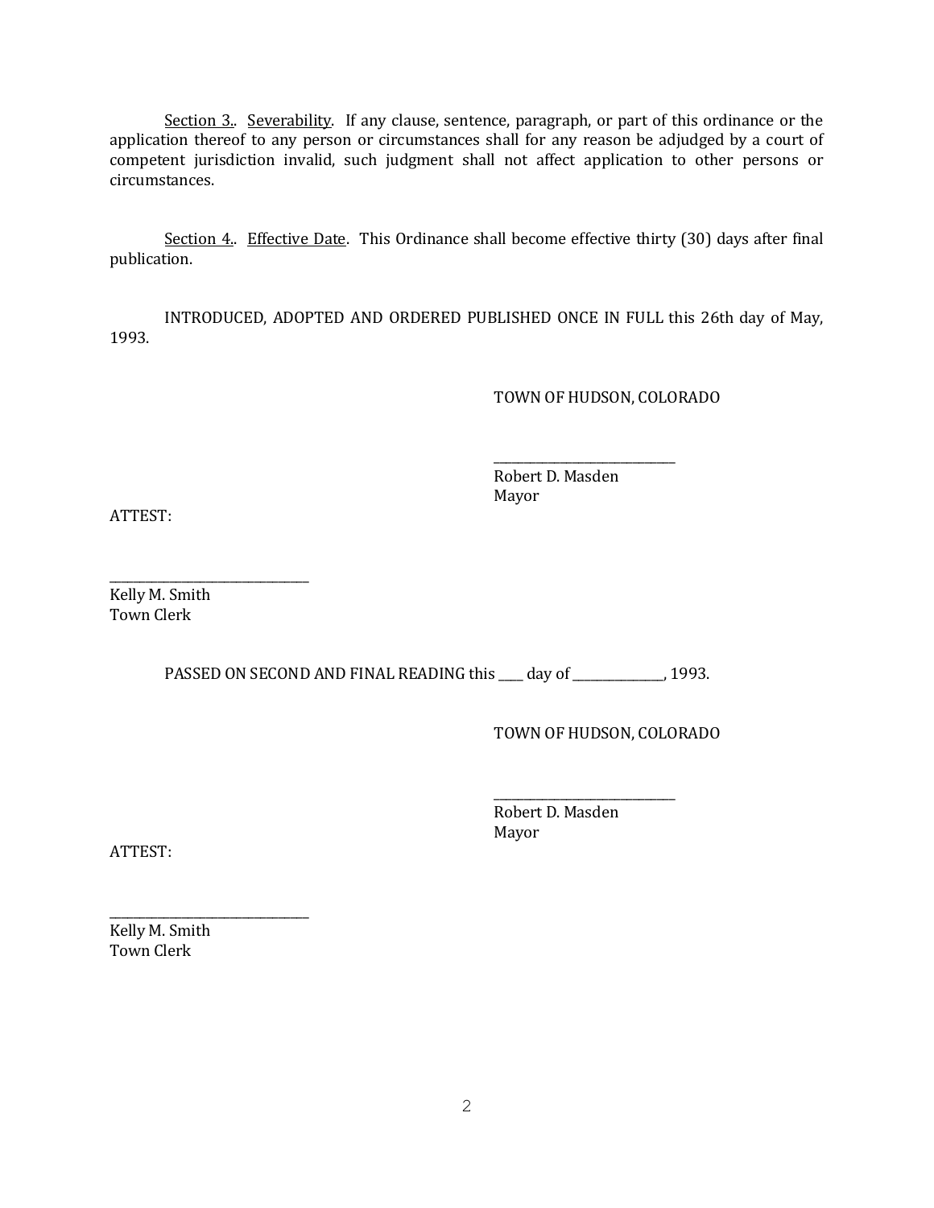Section 3.. Severability. If any clause, sentence, paragraph, or part of this ordinance or the application thereof to any person or circumstances shall for any reason be adjudged by a court of competent jurisdiction invalid, such judgment shall not affect application to other persons or circumstances.

Section 4.. Effective Date. This Ordinance shall become effective thirty (30) days after final publication.

INTRODUCED, ADOPTED AND ORDERED PUBLISHED ONCE IN FULL this 26th day of May, 1993.

TOWN OF HUDSON, COLORADO

\_\_\_\_\_\_\_\_\_\_\_\_\_\_\_\_\_\_\_\_\_\_\_\_\_\_\_\_\_\_
Robert D. Masden
Mayor

ATTEST:

\_\_\_\_\_\_\_\_\_\_\_\_\_\_\_\_\_\_\_\_\_\_\_\_\_\_\_\_\_\_
Kelly M. Smith
Town Clerk

PASSED ON SECOND AND FINAL READING this \_\_\_\_ day of \_\_\_\_\_\_\_\_\_\_\_\_\_\_\_, 1993.

TOWN OF HUDSON, COLORADO

\_\_\_\_\_\_\_\_\_\_\_\_\_\_\_\_\_\_\_\_\_\_\_\_\_\_\_\_\_\_
Robert D. Masden
Mayor

ATTEST:

\_\_\_\_\_\_\_\_\_\_\_\_\_\_\_\_\_\_\_\_\_\_\_\_\_\_\_\_\_\_
Kelly M. Smith
Town Clerk